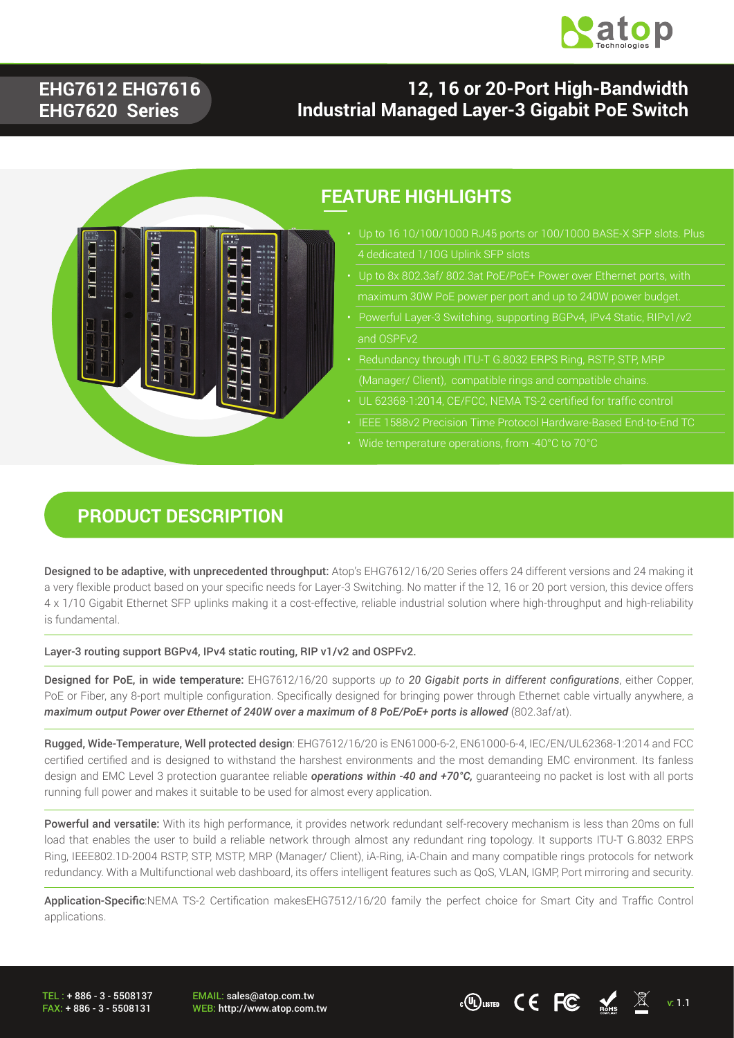# EHG7612 EHG7616 EHG7620 Series

## 12, 16 or 20-Port High-Bandwidth Industrial Managed Layer-3 Gigabit PoE Switch

## FEATURE HIGHLIGHTS

- Up to 16 10/100/1000 RJ45 ports or 100/1000 BASE-X SFP slots. Plus 4 dedicated 1/10G Uplink SFP slots
- Up to 8x 802.3af/ 802.3at PoE/PoE+ Power over Ethernet ports, with maximum 30W PoE power per port and up to 240W power budget.
- Powerful Layer-3 Switching, supporting BGPv4, IPv4 Static, RIPv1/v2 and OSPFv2
- Redundancy through ITU-T G.8032 ERPS Ring, RSTP, STP, MRP (Manager/ Client), compatible rings and compatible chains.
- UL 62368-1:2014, CE/FCC, NEMA TS-2 certified for traffic control
- IEEE 1588v2 Precision Time Protocol Hardware-Based End-to-End TC
- Wide temperature operations, from -40°C to 70°C

## PRODUCT DESCRIPTION

**Designed to be adaptive, with unprecedented throughput:** Atop's EHG7612/16/20 Series offers 24 different versions and 24 making it a very flexible product based on your specific needs for Layer-3 Switching. No matter if the 12, 16 or 20 port version, this device offers 4 x 1/10 Gigabit Ethernet SFP uplinks making it a cost-effective, reliable industrial solution where high-throughput and high-reliability is fundamental.

Layer-3 routing support BGPv4, IPv4 static routing, RIP v1/v2 and OSPFv2.

**Designed for PoE, in wide temperature:** EHG7612/16/20 supports *up to **20 Gigabit ports in different configurations***, either Copper, PoE or Fiber, any 8-port multiple configuration. Specifically designed for bringing power through Ethernet cable virtually anywhere, a ***maximum output Power over Ethernet of 240W over a maximum of 8 PoE/PoE+ ports is allowed*** (802.3af/at).

**Rugged, Wide-Temperature, Well protected design**: EHG7612/16/20 is EN61000-6-2, EN61000-6-4, IEC/EN/UL62368-1:2014 and FCC certified certified and is designed to withstand the harshest environments and the most demanding EMC environment. Its fanless design and EMC Level 3 protection guarantee reliable ***operations within -40 and +70°C,*** guaranteeing no packet is lost with all ports running full power and makes it suitable to be used for almost every application.

**Powerful and versatile:** With its high performance, it provides network redundant self-recovery mechanism is less than 20ms on full load that enables the user to build a reliable network through almost any redundant ring topology. It supports ITU-T G.8032 ERPS Ring, IEEE802.1D-2004 RSTP, STP, MSTP, MRP (Manager/ Client), iA-Ring, iA-Chain and many compatible rings protocols for network redundancy. With a Multifunctional web dashboard, its offers intelligent features such as QoS, VLAN, IGMP, Port mirroring and security.

**Application-Specific**:NEMA TS-2 Certification makesEHG7512/16/20 family the perfect choice for Smart City and Traffic Control applications.

TEL : + 886 - 3 - 5508137
FAX: + 886 - 3 - 5508131
EMAIL: sales@atop.com.tw
WEB: http://www.atop.com.tw
v: 1.1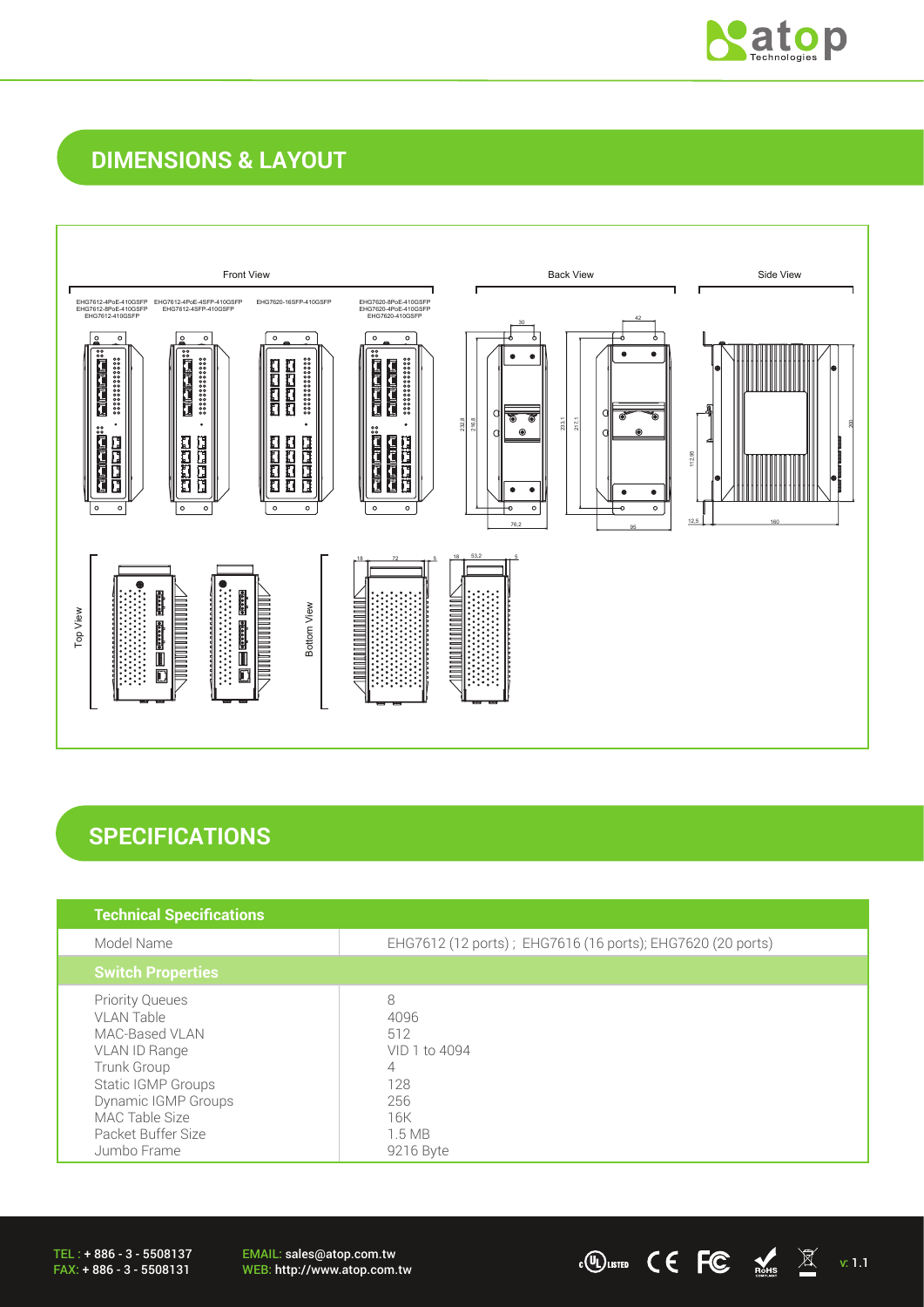## DIMENSIONS & LAYOUT

## SPECIFICATIONS

| Technical Specifications | |
|---|---|
| Model Name | EHG7612 (12 ports) ; EHG7616 (16 ports); EHG7620 (20 ports) |
| **Switch Properties** | |
| Priority Queues<br>VLAN Table<br>MAC-Based VLAN<br>VLAN ID Range<br>Trunk Group<br>Static IGMP Groups<br>Dynamic IGMP Groups<br>MAC Table Size<br>Packet Buffer Size<br>Jumbo Frame | 8<br>4096<br>512<br>VID 1 to 4094<br>4<br>128<br>256<br>16K<br>1.5 MB<br>9216 Byte |

TEL : + 886 - 3 - 5508137
FAX: + 886 - 3 - 5508131

EMAIL: sales@atop.com.tw
WEB: http://www.atop.com.tw

v: 1.1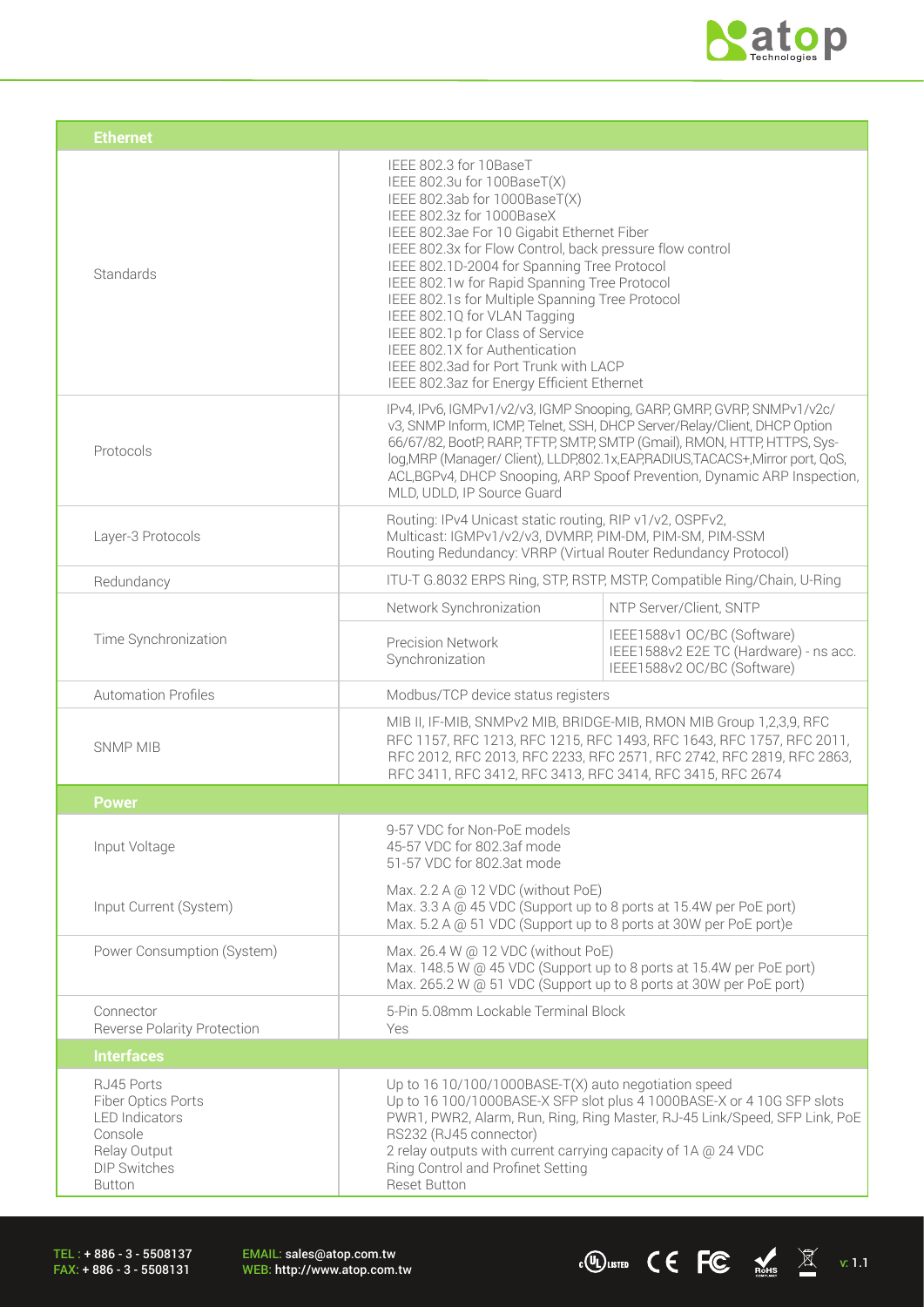| Ethernet | | |
|---|---|---|
| Standards | IEEE 802.3 for 10BaseT<br>IEEE 802.3u for 100BaseT(X)<br>IEEE 802.3ab for 1000BaseT(X)<br>IEEE 802.3z for 1000BaseX<br>IEEE 802.3ae For 10 Gigabit Ethernet Fiber<br>IEEE 802.3x for Flow Control, back pressure flow control<br>IEEE 802.1D-2004 for Spanning Tree Protocol<br>IEEE 802.1w for Rapid Spanning Tree Protocol<br>IEEE 802.1s for Multiple Spanning Tree Protocol<br>IEEE 802.1Q for VLAN Tagging<br>IEEE 802.1p for Class of Service<br>IEEE 802.1X for Authentication<br>IEEE 802.3ad for Port Trunk with LACP<br>IEEE 802.3az for Energy Efficient Ethernet | |
| Protocols | IPv4, IPv6, IGMPv1/v2/v3, IGMP Snooping, GARP, GMRP, GVRP, SNMPv1/v2c/v3, SNMP Inform, ICMP, Telnet, SSH, DHCP Server/Relay/Client, DHCP Option 66/67/82, BootP, RARP, TFTP, SMTP, SMTP (Gmail), RMON, HTTP, HTTPS, Sys-log,MRP (Manager/ Client), LLDP,802.1x,EAP,RADIUS,TACACS+,Mirror port, QoS, ACL,BGPv4, DHCP Snooping, ARP Spoof Prevention, Dynamic ARP Inspection, MLD, UDLD, IP Source Guard | |
| Layer-3 Protocols | Routing: IPv4 Unicast static routing, RIP v1/v2, OSPFv2,<br>Multicast: IGMPv1/v2/v3, DVMRP, PIM-DM, PIM-SM, PIM-SSM<br>Routing Redundancy: VRRP (Virtual Router Redundancy Protocol) | |
| Redundancy | ITU-T G.8032 ERPS Ring, STP, RSTP, MSTP, Compatible Ring/Chain, U-Ring | |
| Time Synchronization | Network Synchronization | NTP Server/Client, SNTP |
| | Precision Network Synchronization | IEEE1588v1 OC/BC (Software)<br>IEEE1588v2 E2E TC (Hardware) - ns acc.<br>IEEE1588v2 OC/BC (Software) |
| Automation Profiles | Modbus/TCP device status registers | |
| SNMP MIB | MIB II, IF-MIB, SNMPv2 MIB, BRIDGE-MIB, RMON MIB Group 1,2,3,9, RFC 1157, RFC 1213, RFC 1215, RFC 1493, RFC 1643, RFC 1757, RFC 2011, RFC 2012, RFC 2013, RFC 2233, RFC 2571, RFC 2742, RFC 2819, RFC 2863, RFC 3411, RFC 3412, RFC 3413, RFC 3414, RFC 3415, RFC 2674 | |
| **Power** | | |
| Input Voltage | 9-57 VDC for Non-PoE models<br>45-57 VDC for 802.3af mode<br>51-57 VDC for 802.3at mode | |
| Input Current (System) | Max. 2.2 A @ 12 VDC (without PoE)<br>Max. 3.3 A @ 45 VDC (Support up to 8 ports at 15.4W per PoE port)<br>Max. 5.2 A @ 51 VDC (Support up to 8 ports at 30W per PoE port)e | |
| Power Consumption (System) | Max. 26.4 W @ 12 VDC (without PoE)<br>Max. 148.5 W @ 45 VDC (Support up to 8 ports at 15.4W per PoE port)<br>Max. 265.2 W @ 51 VDC (Support up to 8 ports at 30W per PoE port) | |
| Connector<br>Reverse Polarity Protection | 5-Pin 5.08mm Lockable Terminal Block<br>Yes | |
| **Interfaces** | | |
| RJ45 Ports<br>Fiber Optics Ports<br>LED Indicators<br>Console<br>Relay Output<br>DIP Switches<br>Button | Up to 16 10/100/1000BASE-T(X) auto negotiation speed<br>Up to 16 100/1000BASE-X SFP slot plus 4 1000BASE-X or 4 10G SFP slots<br>PWR1, PWR2, Alarm, Run, Ring, Ring Master, RJ-45 Link/Speed, SFP Link, PoE<br>RS232 (RJ45 connector)<br>2 relay outputs with current carrying capacity of 1A @ 24 VDC<br>Ring Control and Profinet Setting<br>Reset Button | |

TEL : + 886 - 3 - 5508137
FAX: + 886 - 3 - 5508131

EMAIL: sales@atop.com.tw
WEB: http://www.atop.com.tw

v: 1.1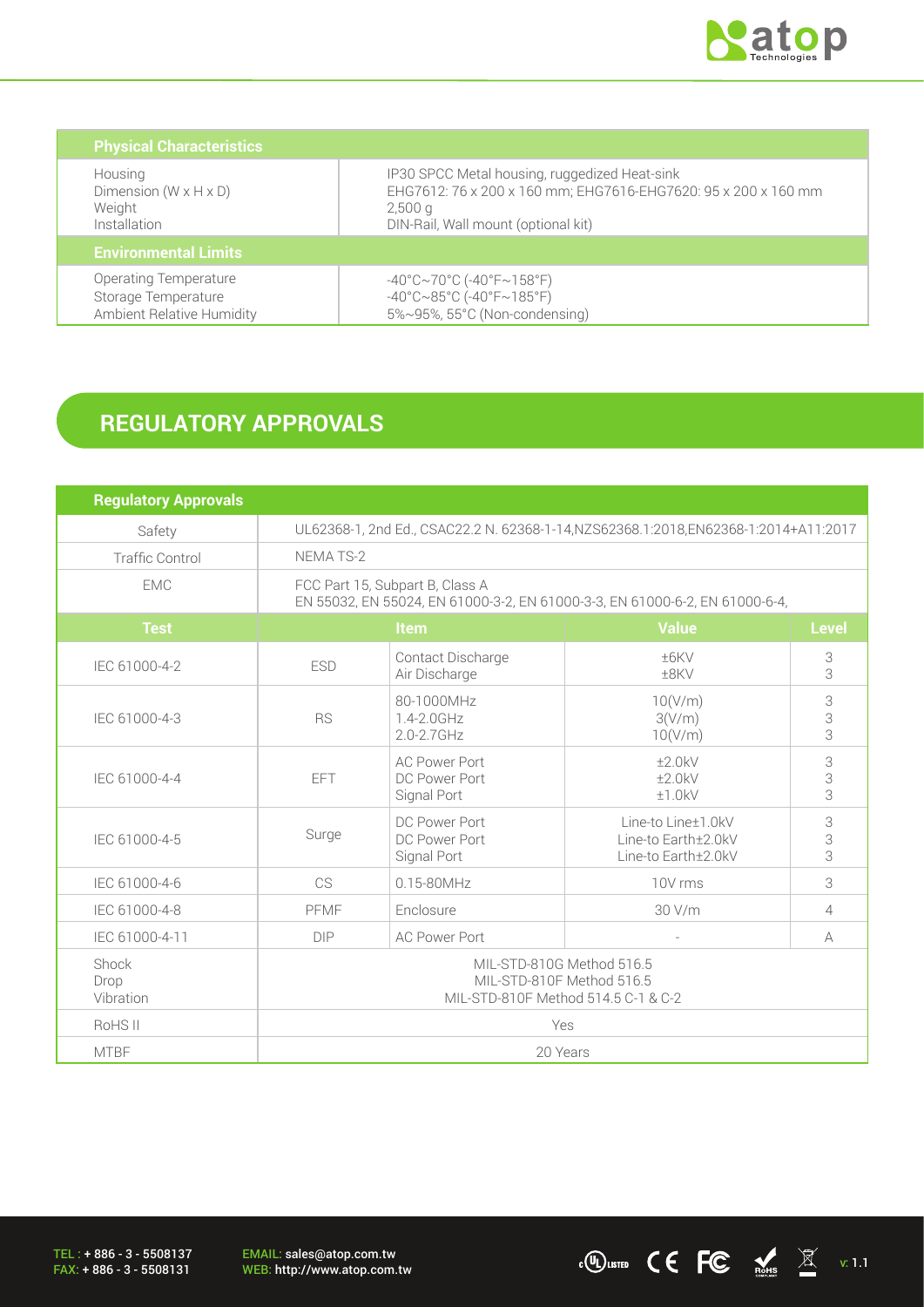| Physical Characteristics | |
|---|---|
| Housing<br>Dimension (W x H x D)<br>Weight<br>Installation | IP30 SPCC Metal housing, ruggedized Heat-sink<br>EHG7612: 76 x 200 x 160 mm; EHG7616-EHG7620: 95 x 200 x 160 mm<br>2,500 g<br>DIN-Rail, Wall mount (optional kit) |
| **Environmental Limits** | |
| Operating Temperature<br>Storage Temperature<br>Ambient Relative Humidity | -40°C~70°C (-40°F~158°F)<br>-40°C~85°C (-40°F~185°F)<br>5%~95%, 55°C (Non-condensing) |

## REGULATORY APPROVALS

| Regulatory Approvals | | | | |
|---|---|---|---|---|
| Safety | UL62368-1, 2nd Ed., CSAC22.2 N. 62368-1-14,NZS62368.1:2018,EN62368-1:2014+A11:2017 | | | |
| Traffic Control | NEMA TS-2 | | | |
| EMC | FCC Part 15, Subpart B, Class A<br>EN 55032, EN 55024, EN 61000-3-2, EN 61000-3-3, EN 61000-6-2, EN 61000-6-4, | | | |
| **Test** | **Item** | | **Value** | **Level** |
| IEC 61000-4-2 | ESD | Contact Discharge<br>Air Discharge | ±6KV<br>±8KV | 3<br>3 |
| IEC 61000-4-3 | RS | 80-1000MHz<br>1.4-2.0GHz<br>2.0-2.7GHz | 10(V/m)<br>3(V/m)<br>10(V/m) | 3<br>3<br>3 |
| IEC 61000-4-4 | EFT | AC Power Port<br>DC Power Port<br>Signal Port | ±2.0kV<br>±2.0kV<br>±1.0kV | 3<br>3<br>3 |
| IEC 61000-4-5 | Surge | DC Power Port<br>DC Power Port<br>Signal Port | Line-to Line±1.0kV<br>Line-to Earth±2.0kV<br>Line-to Earth±2.0kV | 3<br>3<br>3 |
| IEC 61000-4-6 | CS | 0.15-80MHz | 10V rms | 3 |
| IEC 61000-4-8 | PFMF | Enclosure | 30 V/m | 4 |
| IEC 61000-4-11 | DIP | AC Power Port | - | A |
| Shock<br>Drop<br>Vibration | MIL-STD-810G Method 516.5<br>MIL-STD-810F Method 516.5<br>MIL-STD-810F Method 514.5 C-1 & C-2 | | | |
| RoHS II | Yes | | | |
| MTBF | 20 Years | | | |

TEL : + 886 - 3 - 5508137
FAX: + 886 - 3 - 5508131

EMAIL: sales@atop.com.tw
WEB: http://www.atop.com.tw

v: 1.1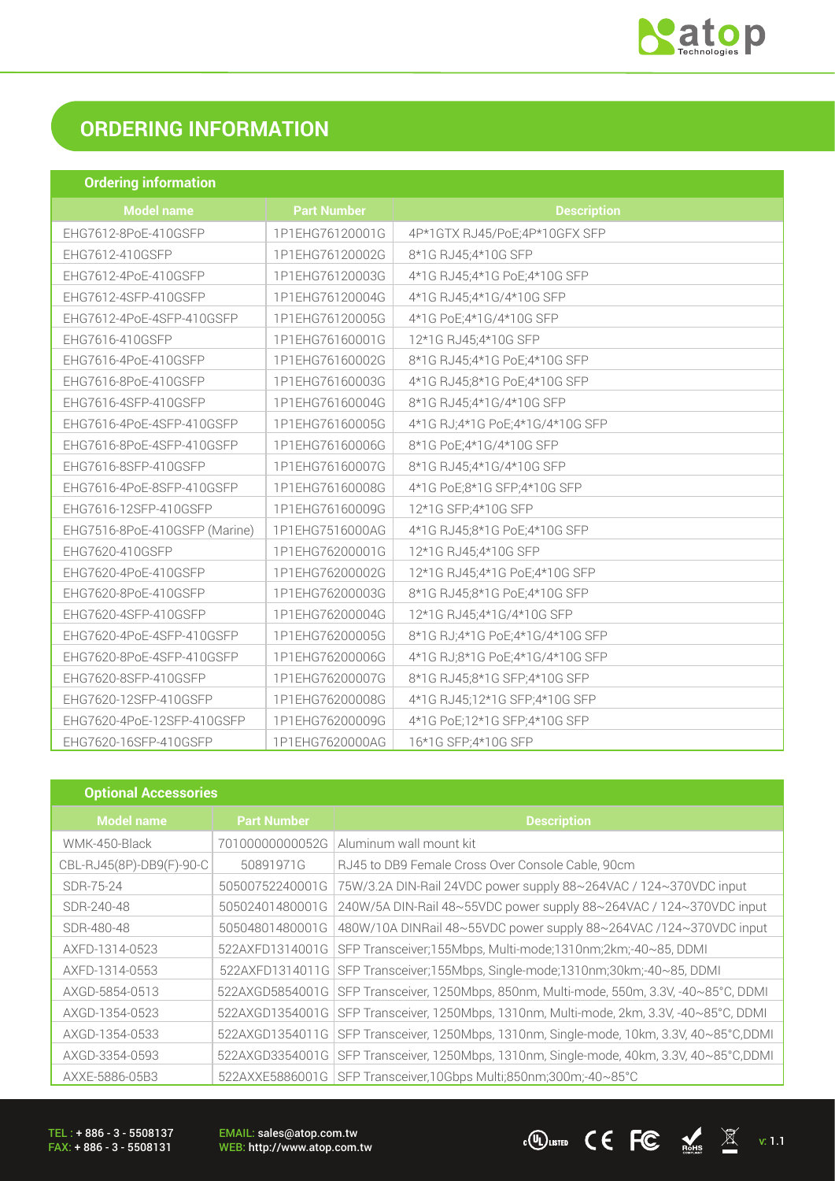# ORDERING INFORMATION

## Ordering information

| Model name | Part Number | Description |
|---|---|---|
| EHG7612-8PoE-410GSFP | 1P1EHG76120001G | 4P*1GTX RJ45/PoE;4P*10GFX SFP |
| EHG7612-410GSFP | 1P1EHG76120002G | 8*1G RJ45;4*10G SFP |
| EHG7612-4PoE-410GSFP | 1P1EHG76120003G | 4*1G RJ45;4*1G PoE;4*10G SFP |
| EHG7612-4SFP-410GSFP | 1P1EHG76120004G | 4*1G RJ45;4*1G/4*10G SFP |
| EHG7612-4PoE-4SFP-410GSFP | 1P1EHG76120005G | 4*1G PoE;4*1G/4*10G SFP |
| EHG7616-410GSFP | 1P1EHG76160001G | 12*1G RJ45;4*10G SFP |
| EHG7616-4PoE-410GSFP | 1P1EHG76160002G | 8*1G RJ45;4*1G PoE;4*10G SFP |
| EHG7616-8PoE-410GSFP | 1P1EHG76160003G | 4*1G RJ45;8*1G PoE;4*10G SFP |
| EHG7616-4SFP-410GSFP | 1P1EHG76160004G | 8*1G RJ45;4*1G/4*10G SFP |
| EHG7616-4PoE-4SFP-410GSFP | 1P1EHG76160005G | 4*1G RJ;4*1G PoE;4*1G/4*10G SFP |
| EHG7616-8PoE-4SFP-410GSFP | 1P1EHG76160006G | 8*1G PoE;4*1G/4*10G SFP |
| EHG7616-8SFP-410GSFP | 1P1EHG76160007G | 8*1G RJ45;4*1G/4*10G SFP |
| EHG7616-4PoE-8SFP-410GSFP | 1P1EHG76160008G | 4*1G PoE;8*1G SFP;4*10G SFP |
| EHG7616-12SFP-410GSFP | 1P1EHG76160009G | 12*1G SFP;4*10G SFP |
| EHG7516-8PoE-410GSFP (Marine) | 1P1EHG7516000AG | 4*1G RJ45;8*1G PoE;4*10G SFP |
| EHG7620-410GSFP | 1P1EHG76200001G | 12*1G RJ45;4*10G SFP |
| EHG7620-4PoE-410GSFP | 1P1EHG76200002G | 12*1G RJ45;4*1G PoE;4*10G SFP |
| EHG7620-8PoE-410GSFP | 1P1EHG76200003G | 8*1G RJ45;8*1G PoE;4*10G SFP |
| EHG7620-4SFP-410GSFP | 1P1EHG76200004G | 12*1G RJ45;4*1G/4*10G SFP |
| EHG7620-4PoE-4SFP-410GSFP | 1P1EHG76200005G | 8*1G RJ;4*1G PoE;4*1G/4*10G SFP |
| EHG7620-8PoE-4SFP-410GSFP | 1P1EHG76200006G | 4*1G RJ;8*1G PoE;4*1G/4*10G SFP |
| EHG7620-8SFP-410GSFP | 1P1EHG76200007G | 8*1G RJ45;8*1G SFP;4*10G SFP |
| EHG7620-12SFP-410GSFP | 1P1EHG76200008G | 4*1G RJ45;12*1G SFP;4*10G SFP |
| EHG7620-4PoE-12SFP-410GSFP | 1P1EHG76200009G | 4*1G PoE;12*1G SFP;4*10G SFP |
| EHG7620-16SFP-410GSFP | 1P1EHG7620000AG | 16*1G SFP;4*10G SFP |

## Optional Accessories

| Model name | Part Number | Description |
|---|---|---|
| WMK-450-Black | 70100000000052G | Aluminum wall mount kit |
| CBL-RJ45(8P)-DB9(F)-90-C | 50891971G | RJ45 to DB9 Female Cross Over Console Cable, 90cm |
| SDR-75-24 | 50500752240001G | 75W/3.2A DIN-Rail 24VDC power supply 88~264VAC / 124~370VDC input |
| SDR-240-48 | 50502401480001G | 240W/5A DIN-Rail 48~55VDC power supply 88~264VAC / 124~370VDC input |
| SDR-480-48 | 50504801480001G | 480W/10A DINRail 48~55VDC power supply 88~264VAC /124~370VDC input |
| AXFD-1314-0523 | 522AXFD1314001G | SFP Transceiver;155Mbps, Multi-mode;1310nm;2km;-40~85, DDMI |
| AXFD-1314-0553 | 522AXFD1314011G | SFP Transceiver;155Mbps, Single-mode;1310nm;30km;-40~85, DDMI |
| AXGD-5854-0513 | 522AXGD5854001G | SFP Transceiver, 1250Mbps, 850nm, Multi-mode, 550m, 3.3V, -40~85°C, DDMI |
| AXGD-1354-0523 | 522AXGD1354001G | SFP Transceiver, 1250Mbps, 1310nm, Multi-mode, 2km, 3.3V, -40~85°C, DDMI |
| AXGD-1354-0533 | 522AXGD1354011G | SFP Transceiver, 1250Mbps, 1310nm, Single-mode, 10km, 3.3V, 40~85°C,DDMI |
| AXGD-3354-0593 | 522AXGD3354001G | SFP Transceiver, 1250Mbps, 1310nm, Single-mode, 40km, 3.3V, 40~85°C,DDMI |
| AXXE-5886-05B3 | 522AXXE5886001G | SFP Transceiver,10Gbps Multi;850nm;300m;-40~85°C |

TEL : + 886 - 3 - 5508137
FAX: + 886 - 3 - 5508131

EMAIL: sales@atop.com.tw
WEB: http://www.atop.com.tw

v: 1.1